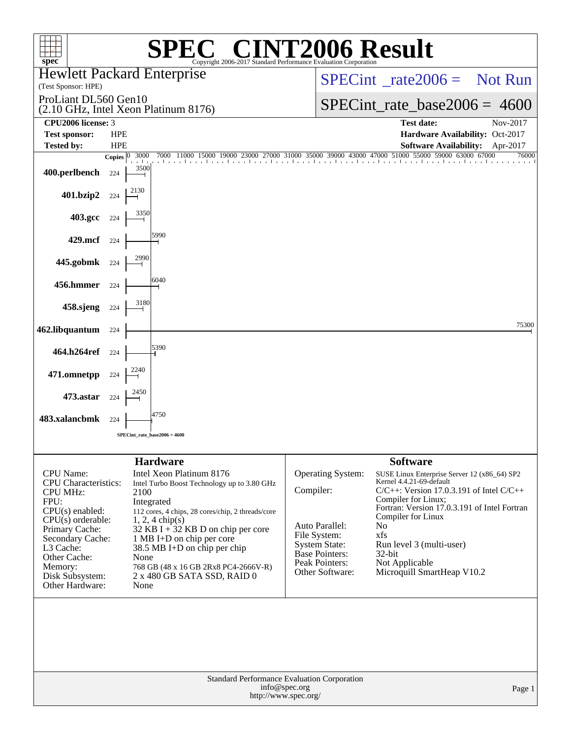# SPEC CINT2006 Result

Copyright 2006-2017 Standard Performance Evaluation Corporation

**Hewlett Packard Enterprise**
(Test Sponsor: HPE)

ProLiant DL560 Gen10
(2.10 GHz, Intel Xeon Platinum 8176)

SPECint_rate2006 = Not Run

SPECint_rate_base2006 = 4600

| | | | |
|---|---|---|---|
| **CPU2006 license:** | 3 | **Test date:** | Nov-2017 |
| **Test sponsor:** | HPE | **Hardware Availability:** | Oct-2017 |
| **Tested by:** | HPE | **Software Availability:** | Apr-2017 |

| Benchmark | Copies | Base Ratio |
|---|---|---|
| 400.perlbench | 224 | 3500 |
| 401.bzip2 | 224 | 2130 |
| 403.gcc | 224 | 3350 |
| 429.mcf | 224 | 5990 |
| 445.gobmk | 224 | 2990 |
| 456.hmmer | 224 | 6040 |
| 458.sjeng | 224 | 3180 |
| 462.libquantum | 224 | 75300 |
| 464.h264ref | 224 | 5390 |
| 471.omnetpp | 224 | 2240 |
| 473.astar | 224 | 2450 |
| 483.xalancbmk | 224 | 4750 |

SPECint_rate_base2006 = 4600

## Hardware

| | |
|---|---|
| CPU Name: | Intel Xeon Platinum 8176 |
| CPU Characteristics: | Intel Turbo Boost Technology up to 3.80 GHz |
| CPU MHz: | 2100 |
| FPU: | Integrated |
| CPU(s) enabled: | 112 cores, 4 chips, 28 cores/chip, 2 threads/core |
| CPU(s) orderable: | 1, 2, 4 chip(s) |
| Primary Cache: | 32 KB I + 32 KB D on chip per core |
| Secondary Cache: | 1 MB I+D on chip per core |
| L3 Cache: | 38.5 MB I+D on chip per chip |
| Other Cache: | None |
| Memory: | 768 GB (48 x 16 GB 2Rx8 PC4-2666V-R) |
| Disk Subsystem: | 2 x 480 GB SATA SSD, RAID 0 |
| Other Hardware: | None |

## Software

| | |
|---|---|
| Operating System: | SUSE Linux Enterprise Server 12 (x86_64) SP2 Kernel 4.4.21-69-default |
| Compiler: | C/C++: Version 17.0.3.191 of Intel C/C++ Compiler for Linux; Fortran: Version 17.0.3.191 of Intel Fortran Compiler for Linux |
| Auto Parallel: | No |
| File System: | xfs |
| System State: | Run level 3 (multi-user) |
| Base Pointers: | 32-bit |
| Peak Pointers: | Not Applicable |
| Other Software: | Microquill SmartHeap V10.2 |

Standard Performance Evaluation Corporation
info@spec.org
http://www.spec.org/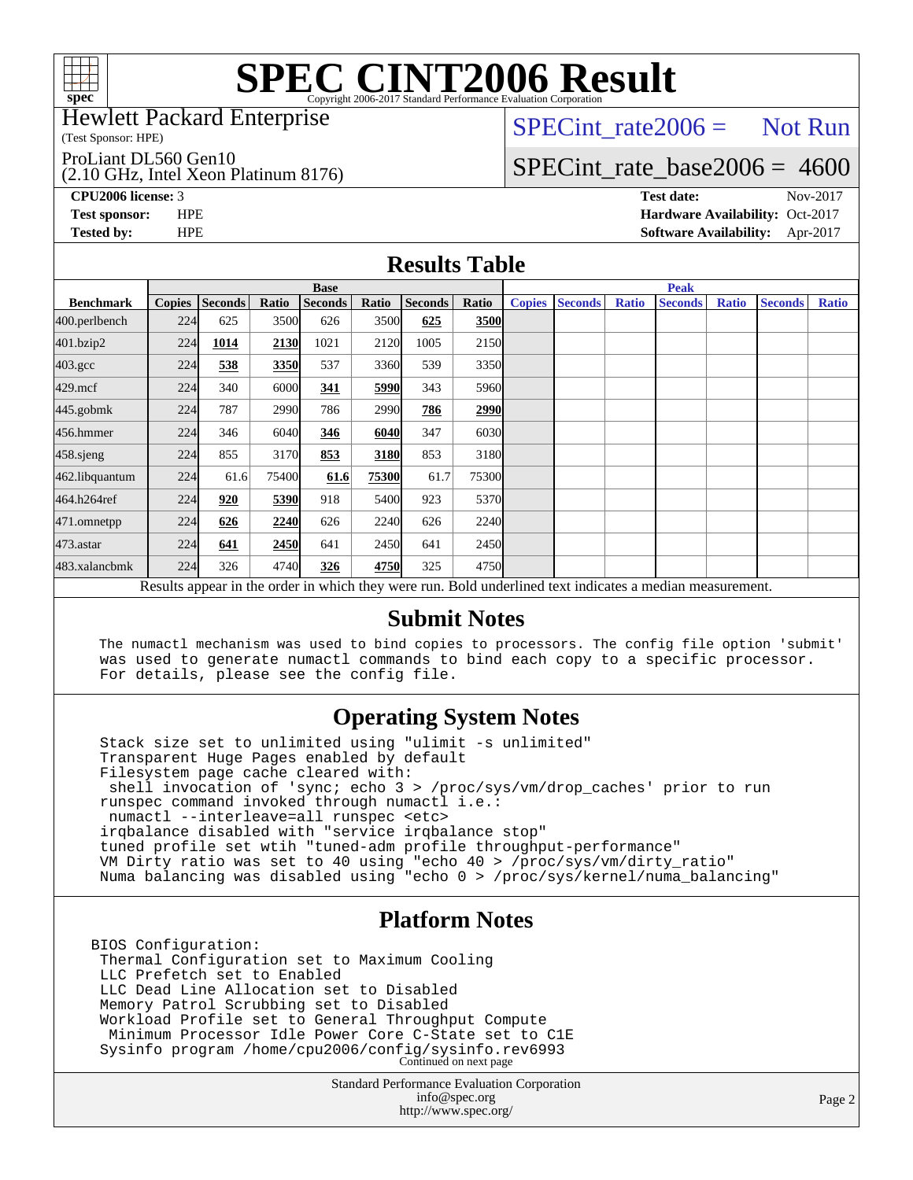# SPEC CINT2006 Result

Copyright 2006-2017 Standard Performance Evaluation Corporation

Hewlett Packard Enterprise
(Test Sponsor: HPE)

ProLiant DL560 Gen10
(2.10 GHz, Intel Xeon Platinum 8176)

SPECint_rate2006 = Not Run

SPECint_rate_base2006 = 4600

**CPU2006 license:** 3
**Test sponsor:** HPE
**Tested by:** HPE

**Test date:** Nov-2017
**Hardware Availability:** Oct-2017
**Software Availability:** Apr-2017

## Results Table

| | Base | | | | | | | Peak | | | | | | |
|---|---|---|---|---|---|---|---|---|---|---|---|---|---|---|
| **Benchmark** | **Copies** | **Seconds** | **Ratio** | **Seconds** | **Ratio** | **Seconds** | **Ratio** | **Copies** | **Seconds** | **Ratio** | **Seconds** | **Ratio** | **Seconds** | **Ratio** |
| 400.perlbench | 224 | 625 | 3500 | 626 | 3500 | **625** | **3500** | | | | | | | |
| 401.bzip2 | 224 | **1014** | **2130** | 1021 | 2120 | 1005 | 2150 | | | | | | | |
| 403.gcc | 224 | **538** | **3350** | 537 | 3360 | 539 | 3350 | | | | | | | |
| 429.mcf | 224 | 340 | 6000 | **341** | **5990** | 343 | 5960 | | | | | | | |
| 445.gobmk | 224 | 787 | 2990 | 786 | 2990 | **786** | **2990** | | | | | | | |
| 456.hmmer | 224 | 346 | 6040 | **346** | **6040** | 347 | 6030 | | | | | | | |
| 458.sjeng | 224 | 855 | 3170 | **853** | **3180** | 853 | 3180 | | | | | | | |
| 462.libquantum | 224 | 61.6 | 75400 | **61.6** | **75300** | 61.7 | 75300 | | | | | | | |
| 464.h264ref | 224 | **920** | **5390** | 918 | 5400 | 923 | 5370 | | | | | | | |
| 471.omnetpp | 224 | **626** | **2240** | 626 | 2240 | 626 | 2240 | | | | | | | |
| 473.astar | 224 | **641** | **2450** | 641 | 2450 | 641 | 2450 | | | | | | | |
| 483.xalancbmk | 224 | 326 | 4740 | **326** | **4750** | 325 | 4750 | | | | | | | |

Results appear in the order in which they were run. Bold underlined text indicates a median measurement.

## Submit Notes

```
The numactl mechanism was used to bind copies to processors. The config file option 'submit'
was used to generate numactl commands to bind each copy to a specific processor.
For details, please see the config file.
```

## Operating System Notes

```
Stack size set to unlimited using "ulimit -s unlimited"
Transparent Huge Pages enabled by default
Filesystem page cache cleared with:
 shell invocation of 'sync; echo 3 > /proc/sys/vm/drop_caches' prior to run
runspec command invoked through numactl i.e.:
 numactl --interleave=all runspec <etc>
irqbalance disabled with "service irqbalance stop"
tuned profile set wtih "tuned-adm profile throughput-performance"
VM Dirty ratio was set to 40 using "echo 40 > /proc/sys/vm/dirty_ratio"
Numa balancing was disabled using "echo 0 > /proc/sys/kernel/numa_balancing"
```

## Platform Notes

```
BIOS Configuration:
 Thermal Configuration set to Maximum Cooling
 LLC Prefetch set to Enabled
 LLC Dead Line Allocation set to Disabled
 Memory Patrol Scrubbing set to Disabled
 Workload Profile set to General Throughput Compute
  Minimum Processor Idle Power Core C-State set to C1E
 Sysinfo program /home/cpu2006/config/sysinfo.rev6993
```

Continued on next page

Standard Performance Evaluation Corporation
info@spec.org
http://www.spec.org/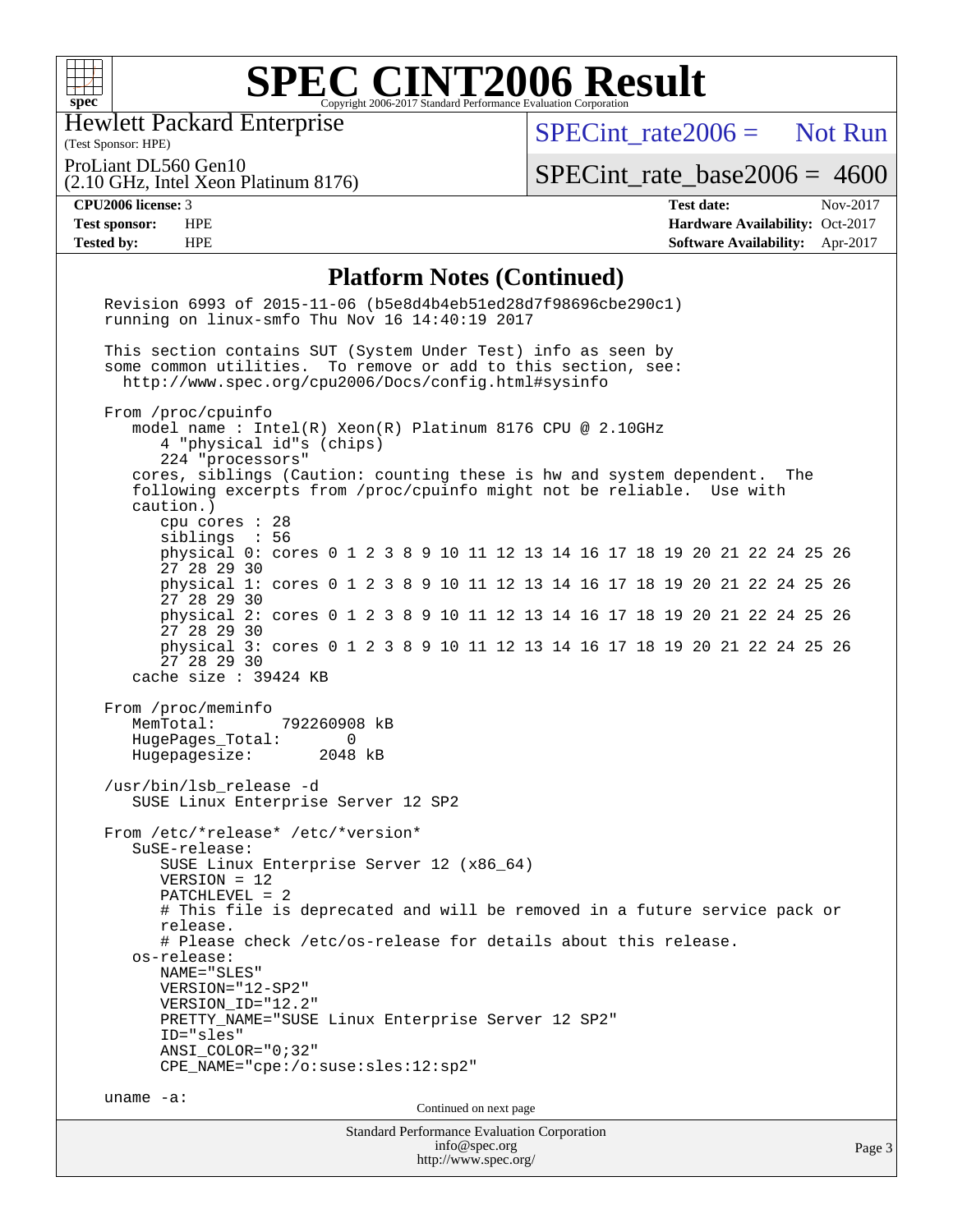## Platform Notes (Continued)

```
Revision 6993 of 2015-11-06 (b5e8d4b4eb51ed28d7f98696cbe290c1)
running on linux-smfo Thu Nov 16 14:40:19 2017

This section contains SUT (System Under Test) info as seen by
some common utilities.  To remove or add to this section, see:
  http://www.spec.org/cpu2006/Docs/config.html#sysinfo

From /proc/cpuinfo
   model name : Intel(R) Xeon(R) Platinum 8176 CPU @ 2.10GHz
      4 "physical id"s (chips)
      224 "processors"
   cores, siblings (Caution: counting these is hw and system dependent.  The
   following excerpts from /proc/cpuinfo might not be reliable.  Use with
   caution.)
      cpu cores : 28
      siblings  : 56
      physical 0: cores 0 1 2 3 8 9 10 11 12 13 14 16 17 18 19 20 21 22 24 25 26
      27 28 29 30
      physical 1: cores 0 1 2 3 8 9 10 11 12 13 14 16 17 18 19 20 21 22 24 25 26
      27 28 29 30
      physical 2: cores 0 1 2 3 8 9 10 11 12 13 14 16 17 18 19 20 21 22 24 25 26
      27 28 29 30
      physical 3: cores 0 1 2 3 8 9 10 11 12 13 14 16 17 18 19 20 21 22 24 25 26
      27 28 29 30
   cache size : 39424 KB

From /proc/meminfo
   MemTotal:       792260908 kB
   HugePages_Total:       0
   Hugepagesize:       2048 kB

/usr/bin/lsb_release -d
   SUSE Linux Enterprise Server 12 SP2

From /etc/*release* /etc/*version*
   SuSE-release:
      SUSE Linux Enterprise Server 12 (x86_64)
      VERSION = 12
      PATCHLEVEL = 2
      # This file is deprecated and will be removed in a future service pack or
      release.
      # Please check /etc/os-release for details about this release.
   os-release:
      NAME="SLES"
      VERSION="12-SP2"
      VERSION_ID="12.2"
      PRETTY_NAME="SUSE Linux Enterprise Server 12 SP2"
      ID="sles"
      ANSI_COLOR="0;32"
      CPE_NAME="cpe:/o:suse:sles:12:sp2"

uname -a:
```

Continued on next page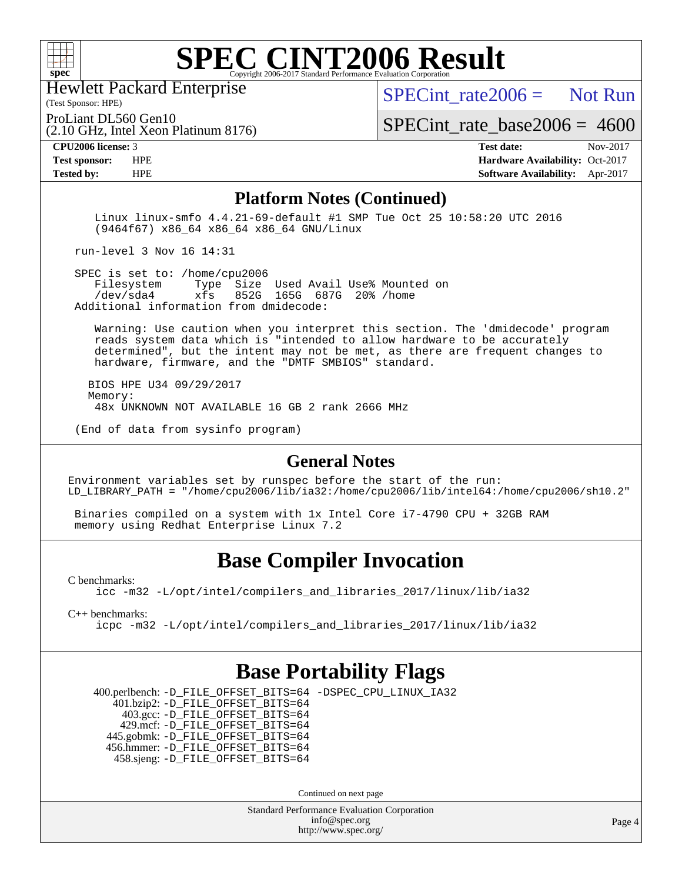# SPEC CINT2006 Result

Hewlett Packard Enterprise
(Test Sponsor: HPE)

ProLiant DL560 Gen10
(2.10 GHz, Intel Xeon Platinum 8176)

SPECint_rate2006 = Not Run

SPECint_rate_base2006 = 4600

| | | | |
|---|---|---|---|
| **CPU2006 license:** 3 | | **Test date:** | Nov-2017 |
| **Test sponsor:** | HPE | **Hardware Availability:** | Oct-2017 |
| **Tested by:** | HPE | **Software Availability:** | Apr-2017 |

## Platform Notes (Continued)

```
    Linux linux-smfo 4.4.21-69-default #1 SMP Tue Oct 25 10:58:20 UTC 2016
    (9464f67) x86_64 x86_64 x86_64 GNU/Linux

 run-level 3 Nov 16 14:31

 SPEC is set to: /home/cpu2006
    Filesystem     Type  Size  Used Avail Use% Mounted on
    /dev/sda4      xfs   852G  165G  687G  20% /home
 Additional information from dmidecode:

    Warning: Use caution when you interpret this section. The 'dmidecode' program
    reads system data which is "intended to allow hardware to be accurately
    determined", but the intent may not be met, as there are frequent changes to
    hardware, firmware, and the "DMTF SMBIOS" standard.

   BIOS HPE U34 09/29/2017
   Memory:
    48x UNKNOWN NOT AVAILABLE 16 GB 2 rank 2666 MHz

 (End of data from sysinfo program)
```

## General Notes

```
Environment variables set by runspec before the start of the run:
LD_LIBRARY_PATH = "/home/cpu2006/lib/ia32:/home/cpu2006/lib/intel64:/home/cpu2006/sh10.2"

 Binaries compiled on a system with 1x Intel Core i7-4790 CPU + 32GB RAM
 memory using Redhat Enterprise Linux 7.2
```

## Base Compiler Invocation

C benchmarks:
    icc -m32 -L/opt/intel/compilers_and_libraries_2017/linux/lib/ia32

C++ benchmarks:
    icpc -m32 -L/opt/intel/compilers_and_libraries_2017/linux/lib/ia32

## Base Portability Flags

400.perlbench: -D_FILE_OFFSET_BITS=64 -DSPEC_CPU_LINUX_IA32
401.bzip2: -D_FILE_OFFSET_BITS=64
403.gcc: -D_FILE_OFFSET_BITS=64
429.mcf: -D_FILE_OFFSET_BITS=64
445.gobmk: -D_FILE_OFFSET_BITS=64
456.hmmer: -D_FILE_OFFSET_BITS=64
458.sjeng: -D_FILE_OFFSET_BITS=64

Continued on next page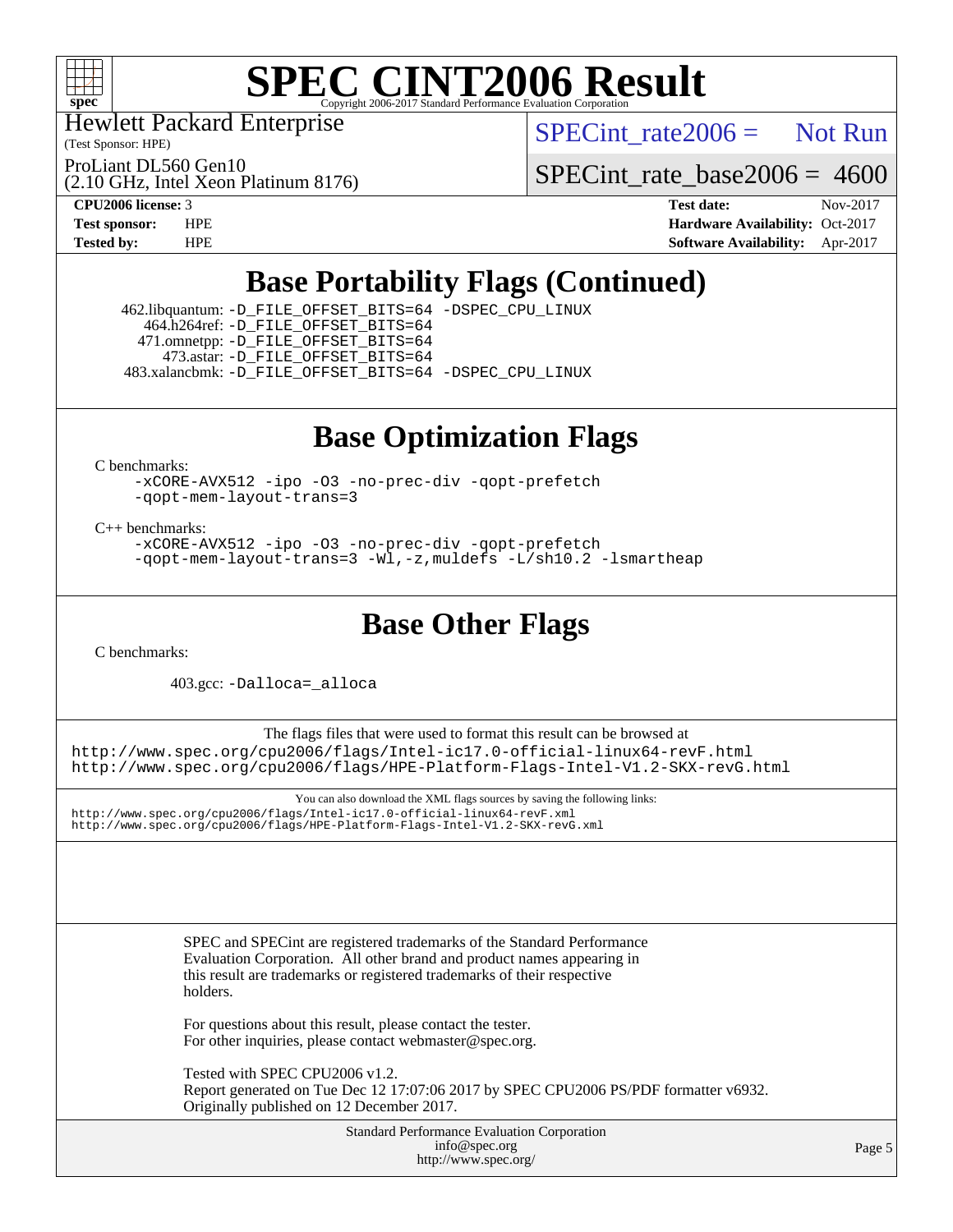# SPEC CINT2006 Result

Copyright 2006-2017 Standard Performance Evaluation Corporation

Hewlett Packard Enterprise
(Test Sponsor: HPE)

ProLiant DL560 Gen10
(2.10 GHz, Intel Xeon Platinum 8176)

SPECint_rate2006 = Not Run

SPECint_rate_base2006 = 4600

| | | | |
|---|---|---|---|
| **CPU2006 license:** 3 | | **Test date:** | Nov-2017 |
| **Test sponsor:** | HPE | **Hardware Availability:** | Oct-2017 |
| **Tested by:** | HPE | **Software Availability:** | Apr-2017 |

## Base Portability Flags (Continued)

462.libquantum: -D_FILE_OFFSET_BITS=64 -DSPEC_CPU_LINUX
464.h264ref: -D_FILE_OFFSET_BITS=64
471.omnetpp: -D_FILE_OFFSET_BITS=64
473.astar: -D_FILE_OFFSET_BITS=64
483.xalancbmk: -D_FILE_OFFSET_BITS=64 -DSPEC_CPU_LINUX

## Base Optimization Flags

C benchmarks:

-xCORE-AVX512 -ipo -O3 -no-prec-div -qopt-prefetch
-qopt-mem-layout-trans=3

C++ benchmarks:

-xCORE-AVX512 -ipo -O3 -no-prec-div -qopt-prefetch
-qopt-mem-layout-trans=3 -Wl,-z,muldefs -L/sh10.2 -lsmartheap

## Base Other Flags

C benchmarks:

403.gcc: -Dalloca=_alloca

The flags files that were used to format this result can be browsed at
http://www.spec.org/cpu2006/flags/Intel-ic17.0-official-linux64-revF.html
http://www.spec.org/cpu2006/flags/HPE-Platform-Flags-Intel-V1.2-SKX-revG.html

You can also download the XML flags sources by saving the following links:
http://www.spec.org/cpu2006/flags/Intel-ic17.0-official-linux64-revF.xml
http://www.spec.org/cpu2006/flags/HPE-Platform-Flags-Intel-V1.2-SKX-revG.xml

SPEC and SPECint are registered trademarks of the Standard Performance Evaluation Corporation. All other brand and product names appearing in this result are trademarks or registered trademarks of their respective holders.

For questions about this result, please contact the tester.
For other inquiries, please contact webmaster@spec.org.

Tested with SPEC CPU2006 v1.2.
Report generated on Tue Dec 12 17:07:06 2017 by SPEC CPU2006 PS/PDF formatter v6932.
Originally published on 12 December 2017.

Standard Performance Evaluation Corporation
info@spec.org
http://www.spec.org/